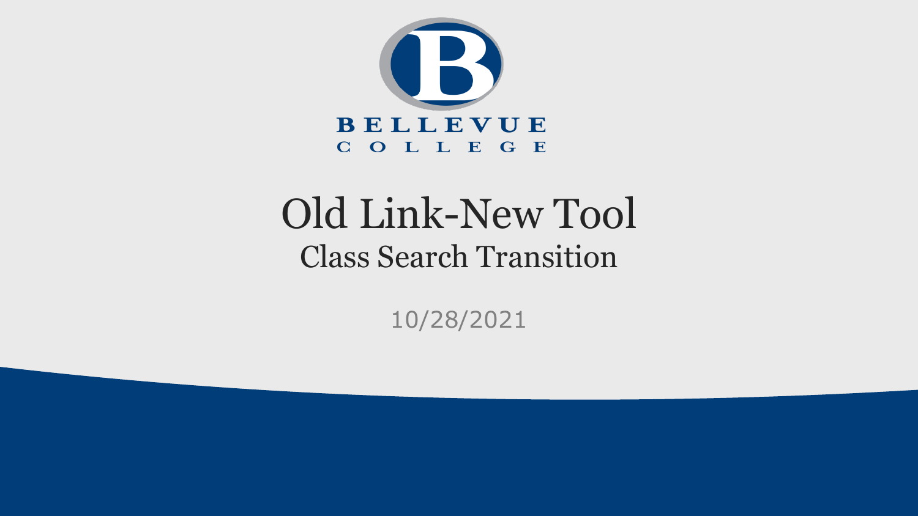BELLEVUE COLLEGE

# Old Link-New Tool

## Class Search Transition

10/28/2021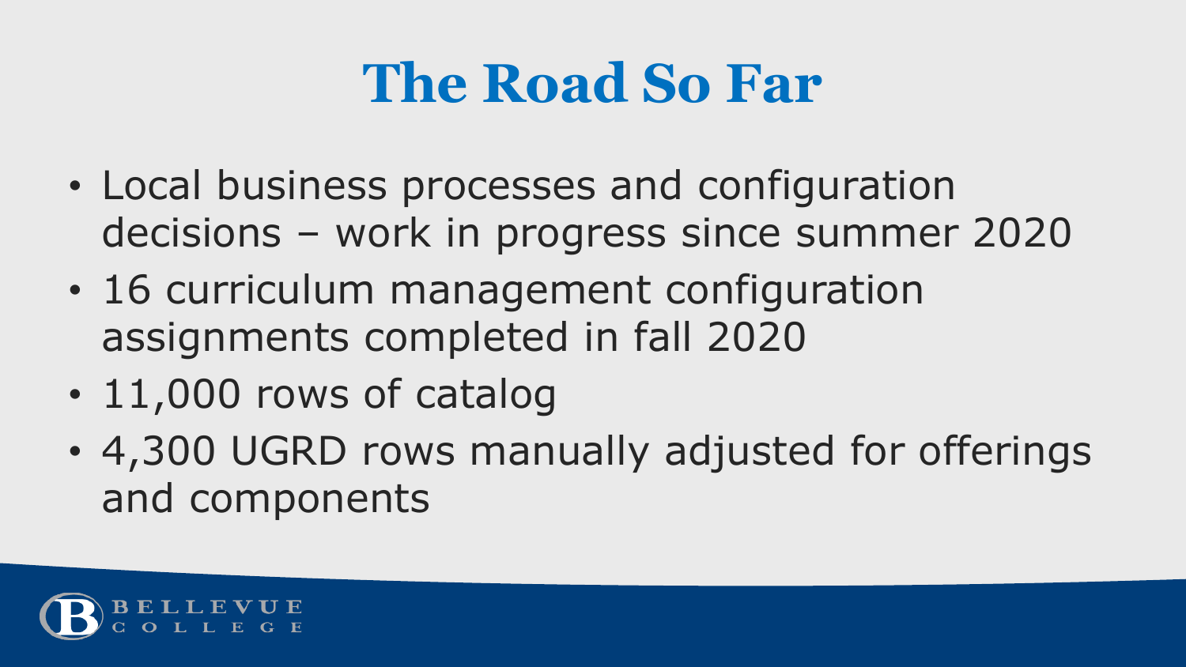# The Road So Far

- Local business processes and configuration decisions – work in progress since summer 2020
- 16 curriculum management configuration assignments completed in fall 2020
- 11,000 rows of catalog
- 4,300 UGRD rows manually adjusted for offerings and components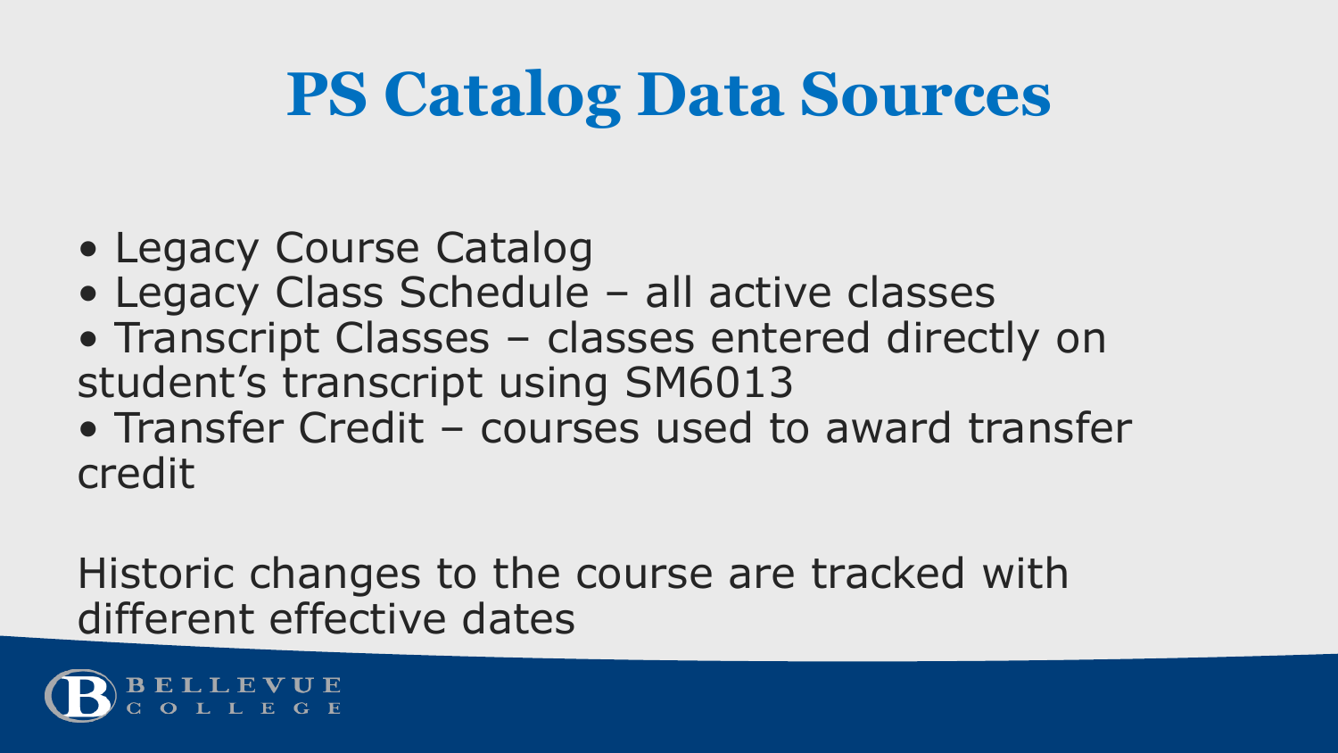# PS Catalog Data Sources

- Legacy Course Catalog
- Legacy Class Schedule – all active classes
- Transcript Classes – classes entered directly on student's transcript using SM6013
- Transfer Credit – courses used to award transfer credit

Historic changes to the course are tracked with different effective dates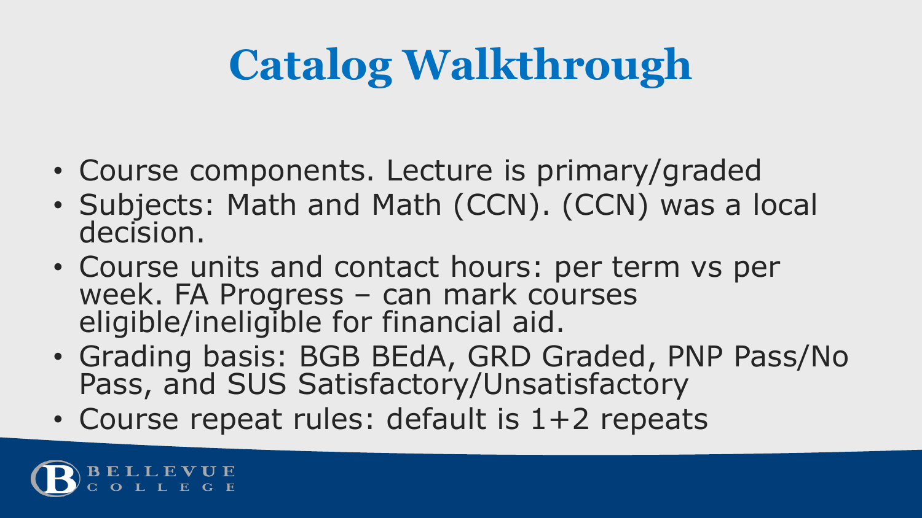# Catalog Walkthrough

- Course components. Lecture is primary/graded
- Subjects: Math and Math (CCN). (CCN) was a local decision.
- Course units and contact hours: per term vs per week. FA Progress – can mark courses eligible/ineligible for financial aid.
- Grading basis: BGB BEdA, GRD Graded, PNP Pass/No Pass, and SUS Satisfactory/Unsatisfactory
- Course repeat rules: default is 1+2 repeats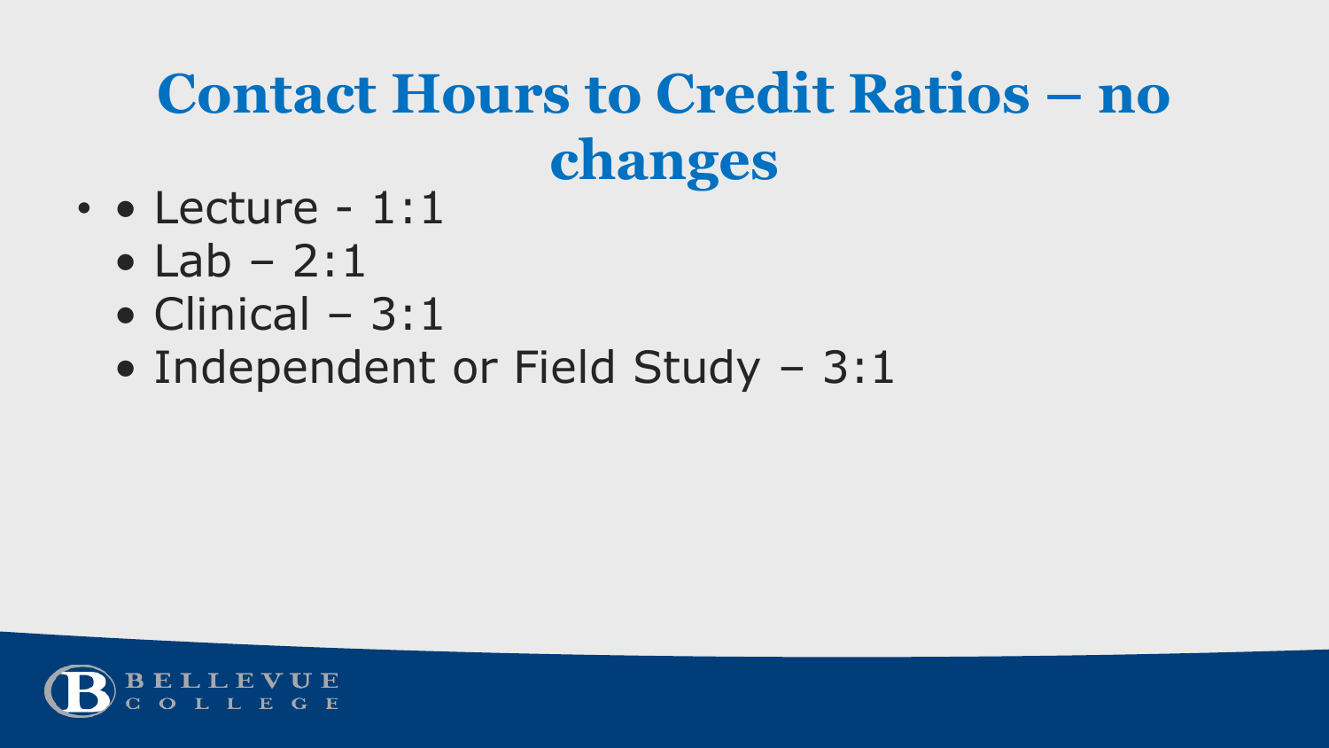# Contact Hours to Credit Ratios – no changes

- Lecture - 1:1
- Lab – 2:1
- Clinical – 3:1
- Independent or Field Study – 3:1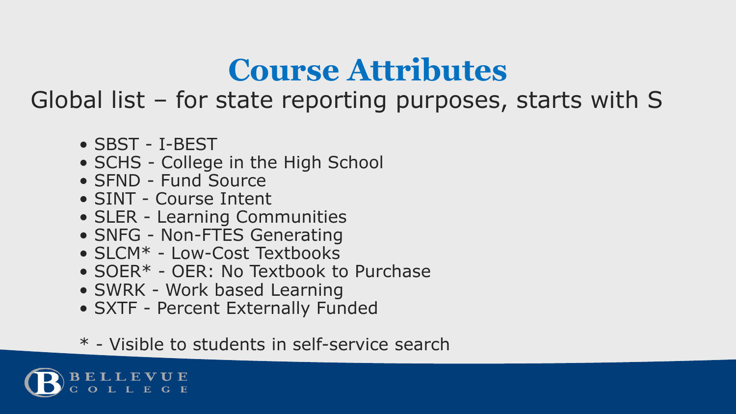# Course Attributes

Global list – for state reporting purposes, starts with S

- SBST - I-BEST
- SCHS - College in the High School
- SFND - Fund Source
- SINT - Course Intent
- SLER - Learning Communities
- SNFG - Non-FTES Generating
- SLCM* - Low-Cost Textbooks
- SOER* - OER: No Textbook to Purchase
- SWRK - Work based Learning
- SXTF - Percent Externally Funded

* - Visible to students in self-service search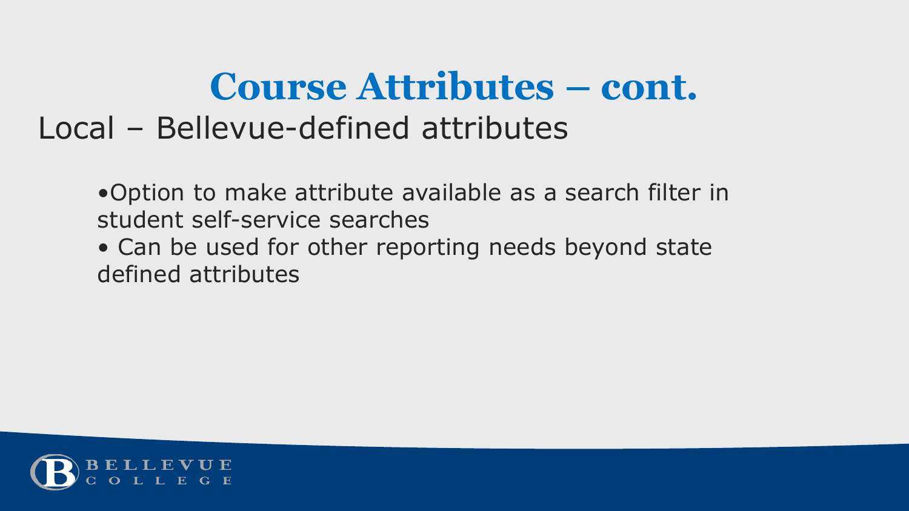# Course Attributes – cont.

Local – Bellevue-defined attributes

- Option to make attribute available as a search filter in student self-service searches
- Can be used for other reporting needs beyond state defined attributes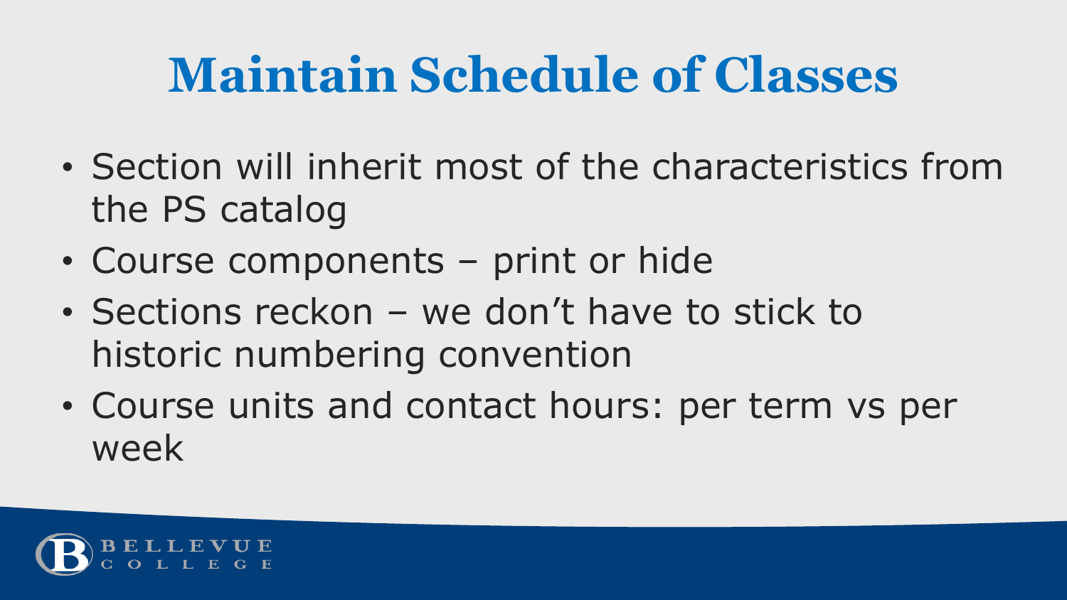# Maintain Schedule of Classes

- Section will inherit most of the characteristics from the PS catalog
- Course components – print or hide
- Sections reckon – we don't have to stick to historic numbering convention
- Course units and contact hours: per term vs per week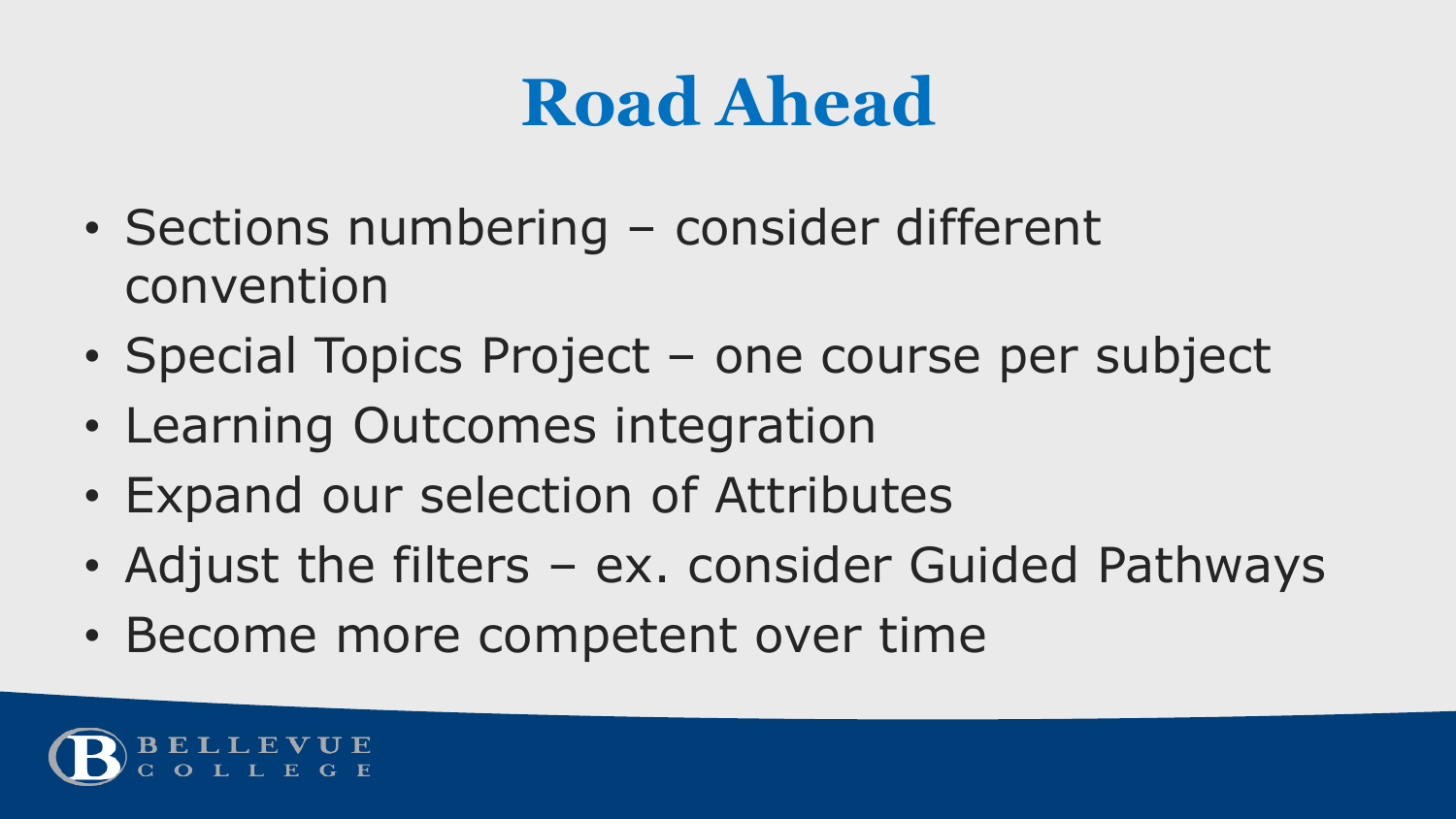# Road Ahead

- Sections numbering – consider different convention
- Special Topics Project – one course per subject
- Learning Outcomes integration
- Expand our selection of Attributes
- Adjust the filters – ex. consider Guided Pathways
- Become more competent over time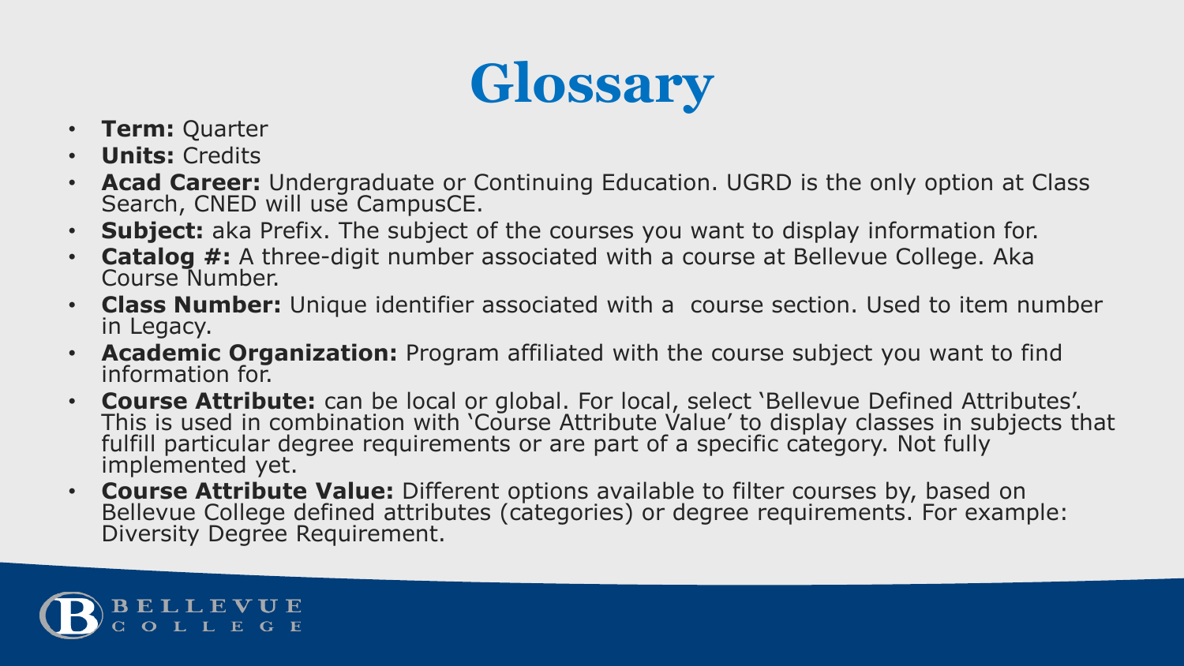# Glossary

- **Term:** Quarter
- **Units:** Credits
- **Acad Career:** Undergraduate or Continuing Education. UGRD is the only option at Class Search, CNED will use CampusCE.
- **Subject:** aka Prefix. The subject of the courses you want to display information for.
- **Catalog #:** A three-digit number associated with a course at Bellevue College. Aka Course Number.
- **Class Number:** Unique identifier associated with a  course section. Used to item number in Legacy.
- **Academic Organization:** Program affiliated with the course subject you want to find information for.
- **Course Attribute:** can be local or global. For local, select 'Bellevue Defined Attributes'. This is used in combination with 'Course Attribute Value' to display classes in subjects that fulfill particular degree requirements or are part of a specific category. Not fully implemented yet.
- **Course Attribute Value:** Different options available to filter courses by, based on Bellevue College defined attributes (categories) or degree requirements. For example: Diversity Degree Requirement.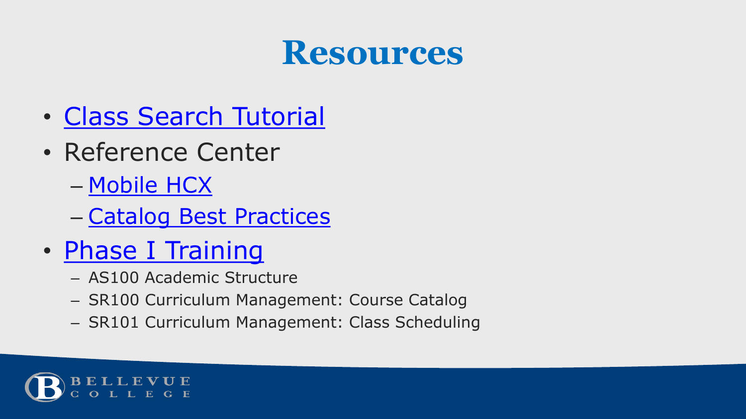# Resources

- Class Search Tutorial
- Reference Center
  - Mobile HCX
  - Catalog Best Practices
- Phase I Training
  - AS100 Academic Structure
  - SR100 Curriculum Management: Course Catalog
  - SR101 Curriculum Management: Class Scheduling